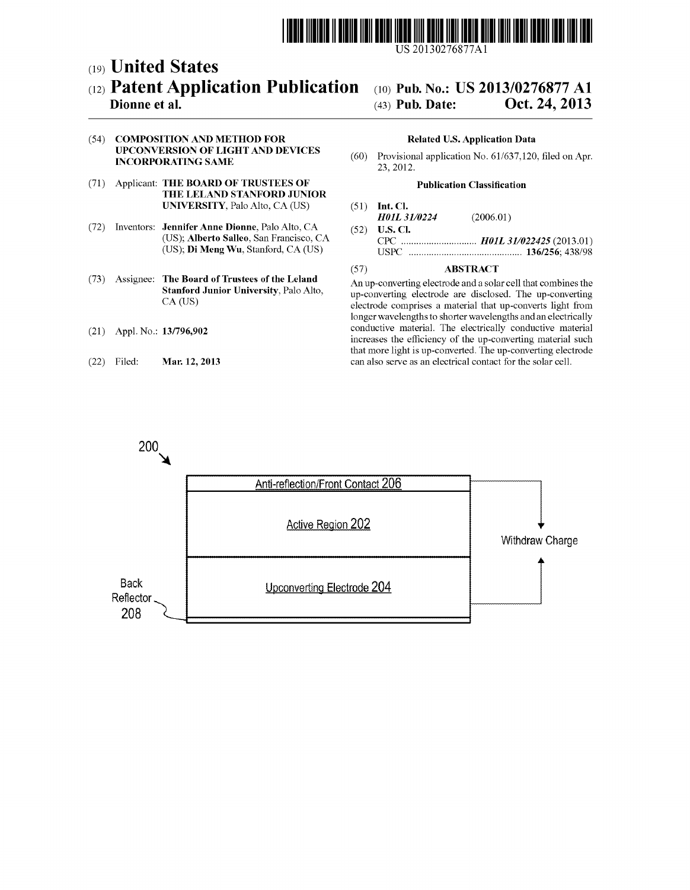US 20130276877A1

(19) **United States**

(12) **Patent Application Publication**
**Dionne et al.**

(10) **Pub. No.: US 2013/0276877 A1**

(43) **Pub. Date: Oct. 24, 2013**

(54) **COMPOSITION AND METHOD FOR UPCONVERSION OF LIGHT AND DEVICES INCORPORATING SAME**

(71) Applicant: **THE BOARD OF TRUSTEES OF THE LELAND STANFORD JUNIOR UNIVERSITY**, Palo Alto, CA (US)

(72) Inventors: **Jennifer Anne Dionne**, Palo Alto, CA (US); **Alberto Salleo**, San Francisco, CA (US); **Di Meng Wu**, Stanford, CA (US)

(73) Assignee: **The Board of Trustees of the Leland Stanford Junior University**, Palo Alto, CA (US)

(21) Appl. No.: **13/796,902**

(22) Filed: **Mar. 12, 2013**

**Related U.S. Application Data**

(60) Provisional application No. 61/637,120, filed on Apr. 23, 2012.

**Publication Classification**

(51) **Int. Cl.**
***H01L 31/0224*** (2006.01)

(52) **U.S. Cl.**
CPC .............................. ***H01L 31/022425*** (2013.01)
USPC .............................................. **136/256**; 438/98

(57) **ABSTRACT**

An up-converting electrode and a solar cell that combines the up-converting electrode are disclosed. The up-converting electrode comprises a material that up-converts light from longer wavelengths to shorter wavelengths and an electrically conductive material. The electrically conductive material increases the efficiency of the up-converting material such that more light is up-converted. The up-converting electrode can also serve as an electrical contact for the solar cell.

200

Anti-reflection/Front Contact 206

Active Region 202

Upconverting Electrode 204

Back Reflector 208

Withdraw Charge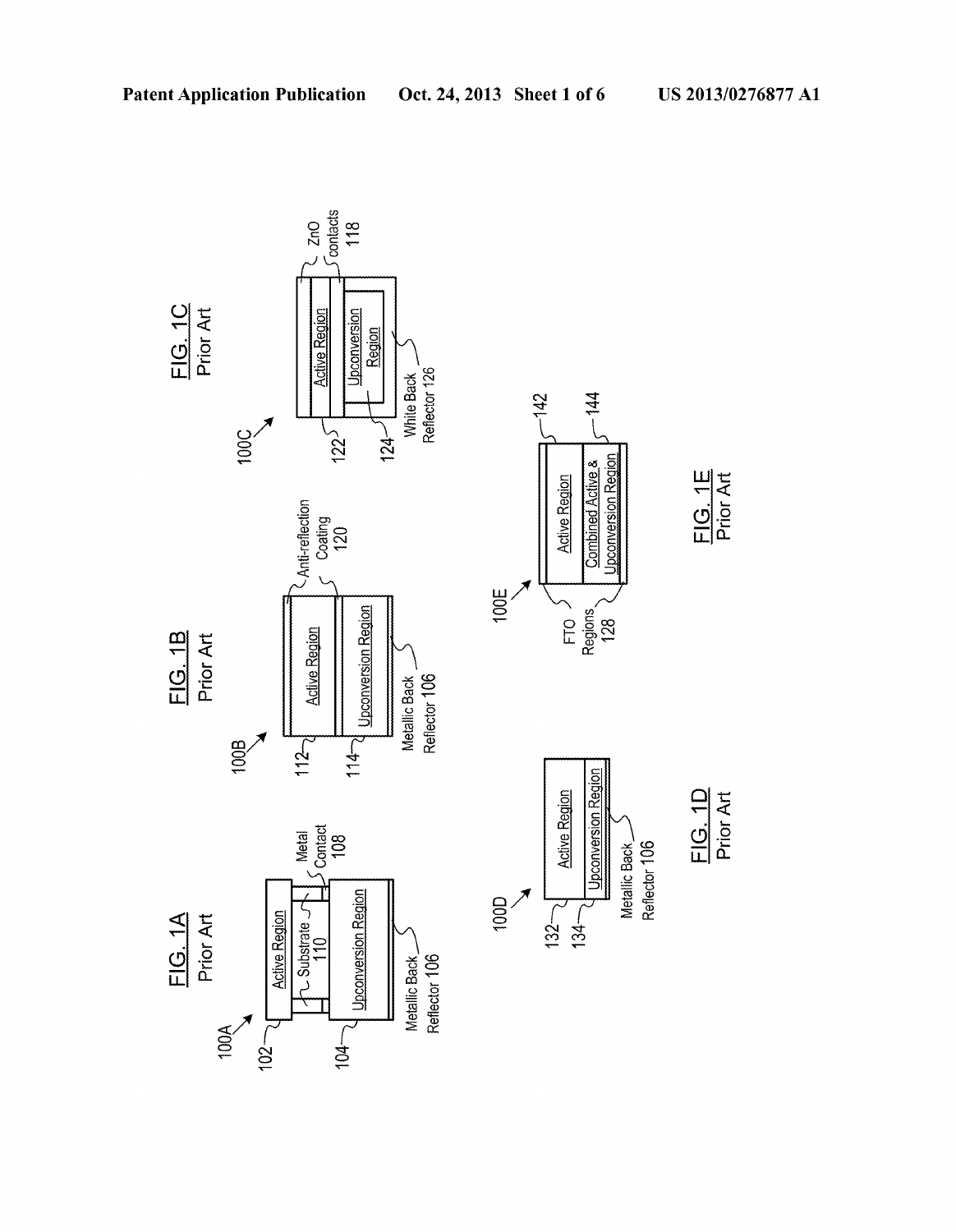FIG. 1A
Prior Art

100A

Active Region
102

Substrate
110

Metal Contact
108

Upconversion Region
104

Metallic Back Reflector 106

FIG. 1B
Prior Art

100B

Anti-reflection Coating
120

Active Region
112

Upconversion Region
114

Metallic Back Reflector 106

FIG. 1C
Prior Art

100C

ZnO contacts
118

Active Region
122

Upconversion Region
124

White Back Reflector 126

FIG. 1D
Prior Art

100D

Active Region
132

Upconversion Region
134

Metallic Back Reflector 106

FIG. 1E
Prior Art

100E

Active Region
142

Combined Active & Upconversion Region
144

FTO Regions
128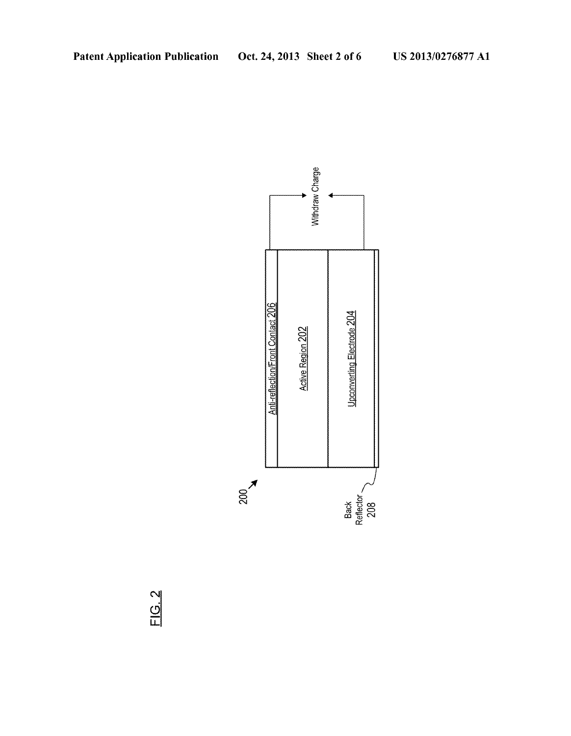200

Anti-reflection/Front Contact 206

Active Region 202

Upconverting Electrode 204

Back Reflector 208

Withdraw Charge

FIG. 2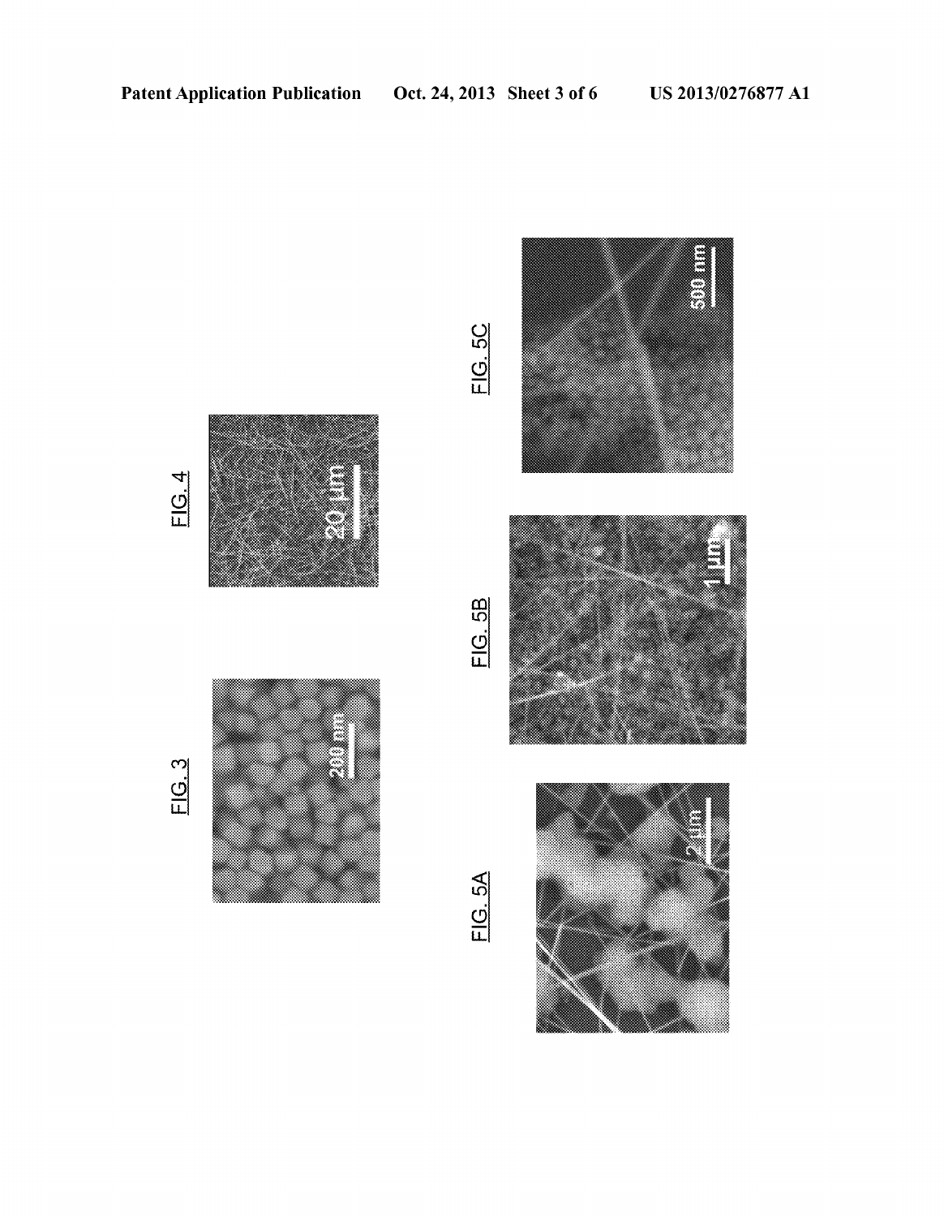FIG. 3

FIG. 4

FIG. 5A

FIG. 5B

FIG. 5C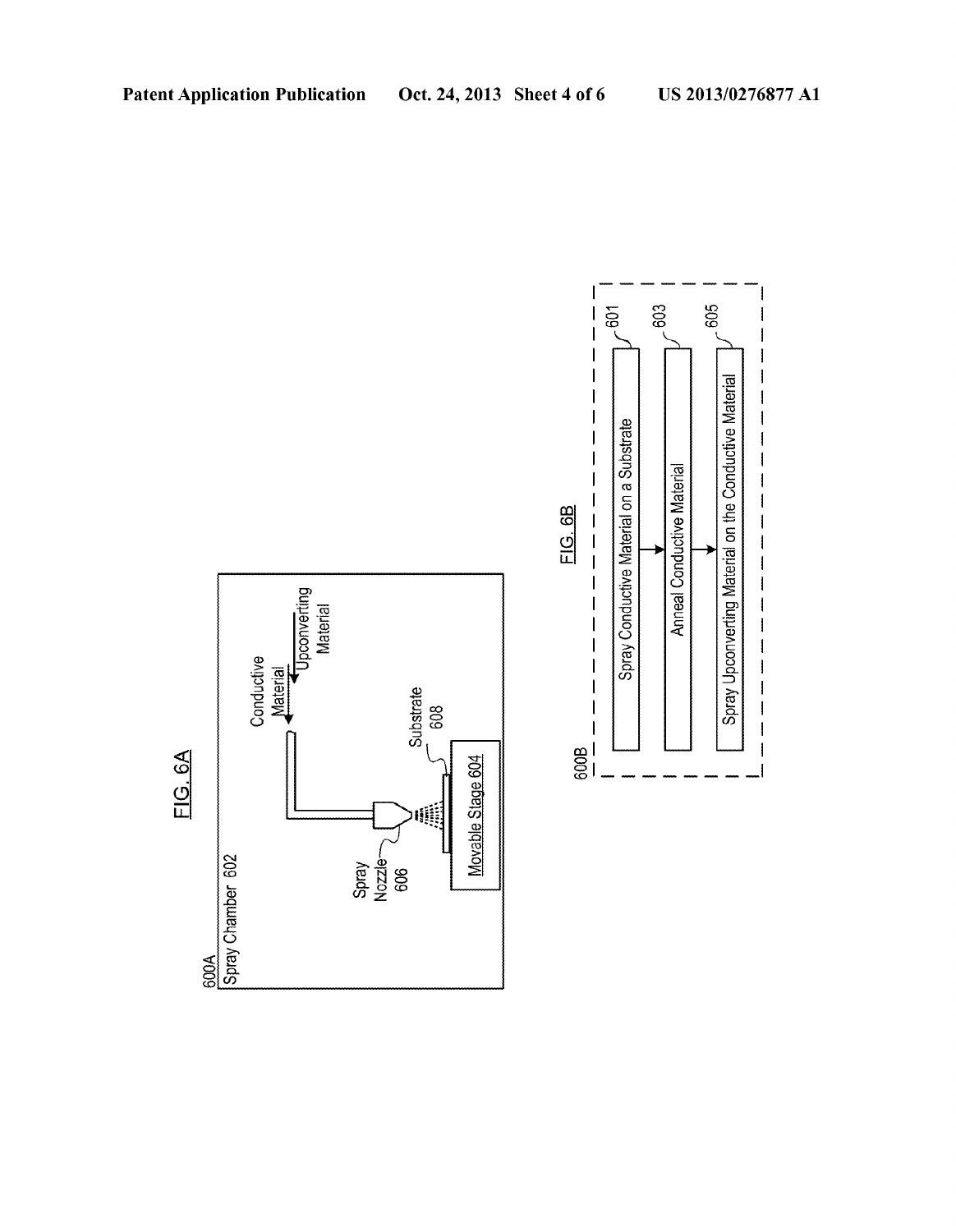FIG. 6A

600A
Spray Chamber 602

Conductive Material

Upconverting Material

Spray Nozzle 606

Substrate 608

Movable Stage 604

FIG. 6B

600B

Spray Conductive Material on a Substrate — 601

Anneal Conductive Material — 603

Spray Upconverting Material on the Conductive Material — 605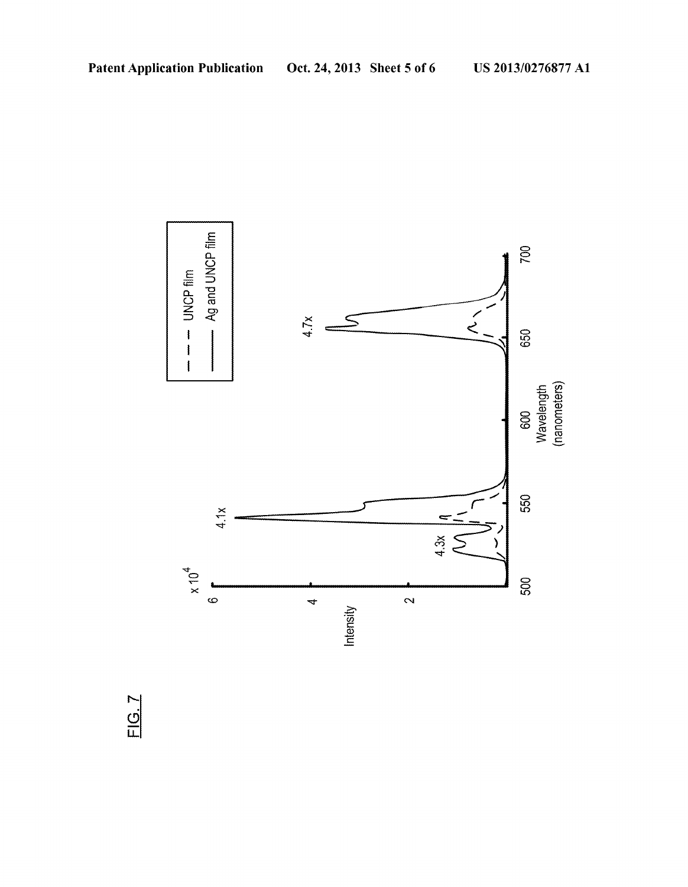FIG. 7

x 10^4

Intensity

Wavelength (nanometers)

- - - UNCP film

——— Ag and UNCP film

4.3x

4.1x

4.7x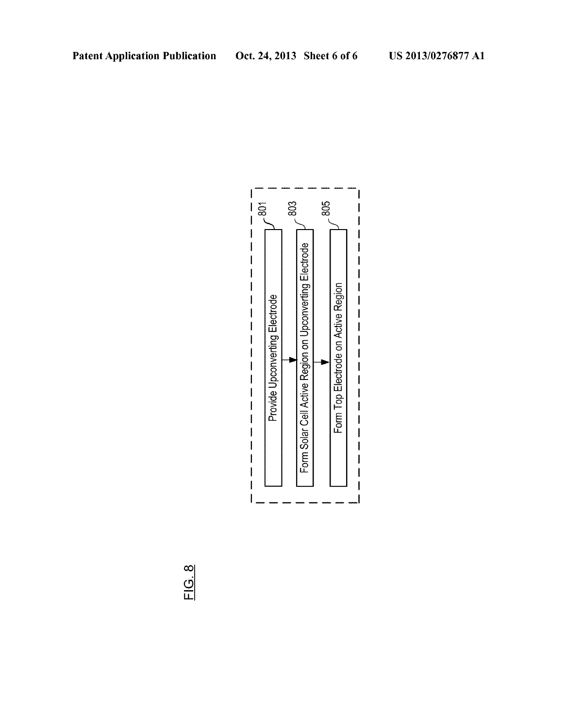801 Provide Upconverting Electrode

803 Form Solar Cell Active Region on Upconverting Electrode

805 Form Top Electrode on Active Region

FIG. 8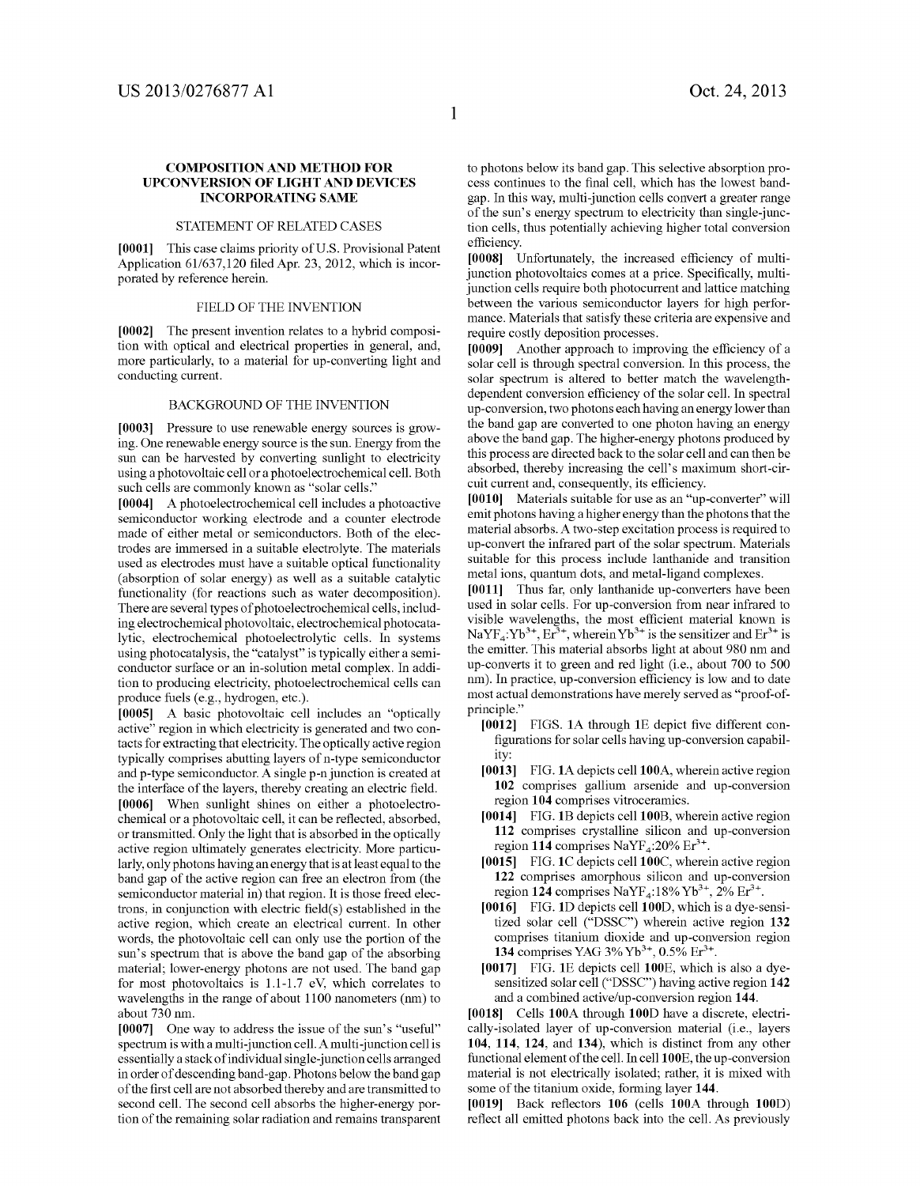# COMPOSITION AND METHOD FOR UPCONVERSION OF LIGHT AND DEVICES INCORPORATING SAME

## STATEMENT OF RELATED CASES

**[0001]** This case claims priority of U.S. Provisional Patent Application 61/637,120 filed Apr. 23, 2012, which is incorporated by reference herein.

## FIELD OF THE INVENTION

**[0002]** The present invention relates to a hybrid composition with optical and electrical properties in general, and, more particularly, to a material for up-converting light and conducting current.

## BACKGROUND OF THE INVENTION

**[0003]** Pressure to use renewable energy sources is growing. One renewable energy source is the sun. Energy from the sun can be harvested by converting sunlight to electricity using a photovoltaic cell or a photoelectrochemical cell. Both such cells are commonly known as "solar cells."

**[0004]** A photoelectrochemical cell includes a photoactive semiconductor working electrode and a counter electrode made of either metal or semiconductors. Both of the electrodes are immersed in a suitable electrolyte. The materials used as electrodes must have a suitable optical functionality (absorption of solar energy) as well as a suitable catalytic functionality (for reactions such as water decomposition). There are several types of photoelectrochemical cells, including electrochemical photovoltaic, electrochemical photocatalytic, electrochemical photoelectrolytic cells. In systems using photocatalysis, the "catalyst" is typically either a semiconductor surface or an in-solution metal complex. In addition to producing electricity, photoelectrochemical cells can produce fuels (e.g., hydrogen, etc.).

**[0005]** A basic photovoltaic cell includes an "optically active" region in which electricity is generated and two contacts for extracting that electricity. The optically active region typically comprises abutting layers of n-type semiconductor and p-type semiconductor. A single p-n junction is created at the interface of the layers, thereby creating an electric field.

**[0006]** When sunlight shines on either a photoelectrochemical or a photovoltaic cell, it can be reflected, absorbed, or transmitted. Only the light that is absorbed in the optically active region ultimately generates electricity. More particularly, only photons having an energy that is at least equal to the band gap of the active region can free an electron from (the semiconductor material in) that region. It is those freed electrons, in conjunction with electric field(s) established in the active region, which create an electrical current. In other words, the photovoltaic cell can only use the portion of the sun's spectrum that is above the band gap of the absorbing material; lower-energy photons are not used. The band gap for most photovoltaics is 1.1-1.7 eV, which correlates to wavelengths in the range of about 1100 nanometers (nm) to about 730 nm.

**[0007]** One way to address the issue of the sun's "useful" spectrum is with a multi-junction cell. A multi-junction cell is essentially a stack of individual single-junction cells arranged in order of descending band-gap. Photons below the band gap of the first cell are not absorbed thereby and are transmitted to second cell. The second cell absorbs the higher-energy portion of the remaining solar radiation and remains transparent to photons below its band gap. This selective absorption process continues to the final cell, which has the lowest bandgap. In this way, multi-junction cells convert a greater range of the sun's energy spectrum to electricity than single-junction cells, thus potentially achieving higher total conversion efficiency.

**[0008]** Unfortunately, the increased efficiency of multi-junction photovoltaics comes at a price. Specifically, multi-junction cells require both photocurrent and lattice matching between the various semiconductor layers for high performance. Materials that satisfy these criteria are expensive and require costly deposition processes.

**[0009]** Another approach to improving the efficiency of a solar cell is through spectral conversion. In this process, the solar spectrum is altered to better match the wavelength-dependent conversion efficiency of the solar cell. In spectral up-conversion, two photons each having an energy lower than the band gap are converted to one photon having an energy above the band gap. The higher-energy photons produced by this process are directed back to the solar cell and can then be absorbed, thereby increasing the cell's maximum short-circuit current and, consequently, its efficiency.

**[0010]** Materials suitable for use as an "up-converter" will emit photons having a higher energy than the photons that the material absorbs. A two-step excitation process is required to up-convert the infrared part of the solar spectrum. Materials suitable for this process include lanthanide and transition metal ions, quantum dots, and metal-ligand complexes.

**[0011]** Thus far, only lanthanide up-converters have been used in solar cells. For up-conversion from near infrared to visible wavelengths, the most efficient material known is $NaYF_4:Yb^{3+}, Er^{3+}$, wherein $Yb^{3+}$ is the sensitizer and $Er^{3+}$ is the emitter. This material absorbs light at about 980 nm and up-converts it to green and red light (i.e., about 700 to 500 nm). In practice, up-conversion efficiency is low and to date most actual demonstrations have merely served as "proof-of-principle."

**[0012]** FIGS. 1A through 1E depict five different configurations for solar cells having up-conversion capability:

**[0013]** FIG. 1A depicts cell **100**A, wherein active region **102** comprises gallium arsenide and up-conversion region **104** comprises vitroceramics.

**[0014]** FIG. 1B depicts cell **100**B, wherein active region **112** comprises crystalline silicon and up-conversion region **114** comprises $NaYF_4$:20% $Er^{3+}$.

**[0015]** FIG. 1C depicts cell **100**C, wherein active region **122** comprises amorphous silicon and up-conversion region **124** comprises $NaYF_4$:18% $Yb^{3+}$, 2% $Er^{3+}$.

**[0016]** FIG. 1D depicts cell **100**D, which is a dye-sensitized solar cell ("DSSC") wherein active region **132** comprises titanium dioxide and up-conversion region **134** comprises YAG 3% $Yb^{3+}$, 0.5% $Er^{3+}$.

**[0017]** FIG. 1E depicts cell **100**E, which is also a dye-sensitized solar cell ("DSSC") having active region **142** and a combined active/up-conversion region **144**.

**[0018]** Cells **100**A through **100**D have a discrete, electrically-isolated layer of up-conversion material (i.e., layers **104**, **114**, **124**, and **134**), which is distinct from any other functional element of the cell. In cell **100**E, the up-conversion material is not electrically isolated; rather, it is mixed with some of the titanium oxide, forming layer **144**.

**[0019]** Back reflectors **106** (cells **100**A through **100**D) reflect all emitted photons back into the cell. As previously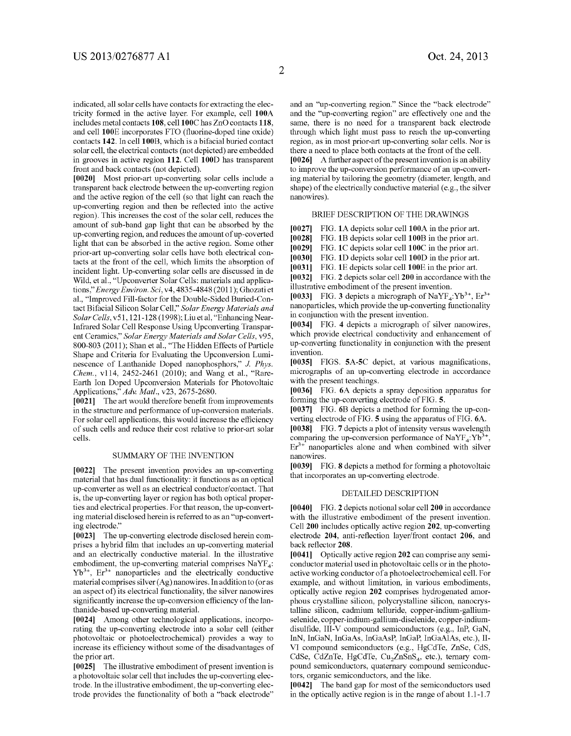indicated, all solar cells have contacts for extracting the electricity formed in the active layer. For example, cell **100A** includes metal contacts **108**, cell **100C** has ZnO contacts **118**, and cell **100E** incorporates FTO (fluorine-doped tine oxide) contacts **142**. In cell **100B**, which is a bifacial buried contact solar cell, the electrical contacts (not depicted) are embedded in grooves in active region **112**. Cell **100D** has transparent front and back contacts (not depicted).

**[0020]** Most prior-art up-converting solar cells include a transparent back electrode between the up-converting region and the active region of the cell (so that light can reach the up-converting region and then be reflected into the active region). This increases the cost of the solar cell, reduces the amount of sub-band gap light that can be absorbed by the up-converting region, and reduces the amount of up-coverted light that can be absorbed in the active region. Some other prior-art up-converting solar cells have both electrical contacts at the front of the cell, which limits the absorption of incident light. Up-converting solar cells are discussed in de Wild, et al., "Upconverter Solar Cells: materials and applications," *Energy Environ. Sci*, v4, 4835-4848 (2011); Ghozati et al., "Improved Fill-factor for the Double-Sided Buried-Contact Bifacial Silicon Solar Cell," *Solar Energy Materials and Solar Cells*, v51, 121-128 (1998); Liu et al, "Enhancing Near-Infrared Solar Cell Response Using Upconverting Transparent Ceramics," *Solar Energy Materials and Solar Cells*, v95, 800-803 (2011); Shan et al., "The Hidden Effects of Particle Shape and Criteria for Evaluating the Upconversion Luminescence of Lanthanide Doped nanophosphors," *J. Phys. Chem.*, v114, 2452-2461 (2010); and Wang et al., "Rare-Earth Ion Doped Upconversion Materials for Photovoltaic Applications," *Adv. Matl.*, v23, 2675-2680.

**[0021]** The art would therefore benefit from improvements in the structure and performance of up-conversion materials. For solar cell applications, this would increase the efficiency of such cells and reduce their cost relative to prior-art solar cells.

## SUMMARY OF THE INVENTION

**[0022]** The present invention provides an up-converting material that has dual functionality: it functions as an optical up-converter as well as an electrical conductor/contact. That is, the up-converting layer or region has both optical properties and electrical properties. For that reason, the up-converting material disclosed herein is referred to as an "up-converting electrode."

**[0023]** The up-converting electrode disclosed herein comprises a hybrid film that includes an up-converting material and an electrically conductive material. In the illustrative embodiment, the up-converting material comprises $NaYF_4$: $Yb^{3+}$, $Er^{3+}$ nanoparticles and the electrically conductive material comprises silver (Ag) nanowires. In addition to (or as an aspect of) its electrical functionality, the silver nanowires significantly increase the up-conversion efficiency of the lanthanide-based up-converting material.

**[0024]** Among other technological applications, incorporating the up-converting electrode into a solar cell (either photovoltaic or photoelectrochemical) provides a way to increase its efficiency without some of the disadvantages of the prior art.

**[0025]** The illustrative embodiment of present invention is a photovoltaic solar cell that includes the up-converting electrode. In the illustrative embodiment, the up-converting electrode provides the functionality of both a "back electrode" and an "up-converting region." Since the "back electrode" and the "up-converting region" are effectively one and the same, there is no need for a transparent back electrode through which light must pass to reach the up-converting region, as in most prior-art up-converting solar cells. Nor is there a need to place both contacts at the front of the cell.

**[0026]** A further aspect of the present invention is an ability to improve the up-conversion performance of an up-converting material by tailoring the geometry (diameter, length, and shape) of the electrically conductive material (e.g., the silver nanowires).

## BRIEF DESCRIPTION OF THE DRAWINGS

**[0027]** FIG. **1A** depicts solar cell **100A** in the prior art.

**[0028]** FIG. **1B** depicts solar cell **100B** in the prior art.

**[0029]** FIG. **1C** depicts solar cell **100C** in the prior art.

**[0030]** FIG. **1D** depicts solar cell **100D** in the prior art.

**[0031]** FIG. **1E** depicts solar cell **100E** in the prior art.

**[0032]** FIG. **2** depicts solar cell **200** in accordance with the illustrative embodiment of the present invention.

**[0033]** FIG. **3** depicts a micrograph of $NaYF_4$:$Yb^{3+}$, $Er^{3+}$ nanoparticles, which provide the up-converting functionality in conjunction with the present invention.

**[0034]** FIG. **4** depicts a micrograph of silver nanowires, which provide electrical conductivity and enhancement of up-converting functionality in conjunction with the present invention.

**[0035]** FIGS. **5A-5C** depict, at various magnifications, micrographs of an up-converting electrode in accordance with the present teachings.

**[0036]** FIG. **6A** depicts a spray deposition apparatus for forming the up-converting electrode of FIG. **5**.

**[0037]** FIG. **6B** depicts a method for forming the up-converting electrode of FIG. **5** using the apparatus of FIG. **6A**.

**[0038]** FIG. **7** depicts a plot of intensity versus wavelength comparing the up-conversion performance of $NaYF_4$:$Yb^{3+}$, $Er^{3+}$ nanoparticles alone and when combined with silver nanowires.

**[0039]** FIG. **8** depicts a method for forming a photovoltaic that incorporates an up-converting electrode.

## DETAILED DESCRIPTION

**[0040]** FIG. **2** depicts notional solar cell **200** in accordance with the illustrative embodiment of the present invention. Cell **200** includes optically active region **202**, up-converting electrode **204**, anti-reflection layer/front contact **206**, and back reflector **208**.

**[0041]** Optically active region **202** can comprise any semiconductor material used in photovoltaic cells or in the photoactive working conductor of a photoelectrochemical cell. For example, and without limitation, in various embodiments, optically active region **202** comprises hydrogenated amorphous crystalline silicon, polycrystalline silicon, nanocrystalline silicon, cadmium telluride, copper-indium-gallium-selenide, copper-indium-gallium-diselenide, copper-indium-disulfide, III-V compound semiconductors (e.g., InP, GaN, InN, InGaN, InGaAs, InGaAsP, InGaP, InGaAlAs, etc.), II-VI compound semiconductors (e.g., HgCdTe, ZnSe, CdS, CdSe, CdZnTe, HgCdTe, $Cu_2ZnSnS_4$, etc.), ternary compound semiconductors, quaternary compound semiconductors, organic semiconductors, and the like.

**[0042]** The band gap for most of the semiconductors used in the optically active region is in the range of about 1.1-1.7